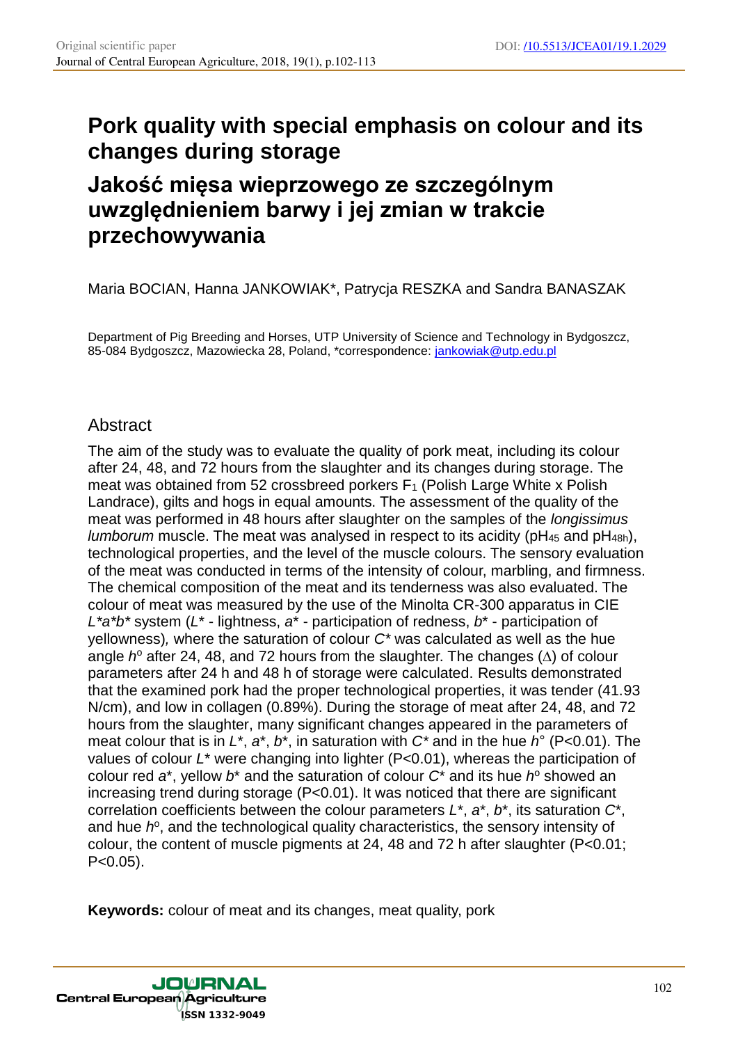# Pork quality with special emphasis on colour and its changes during storage

# Jakość mięsa wieprzowego ze szczególnym uwzględnieniem barwy i jej zmian w trakcie przechowywania

Maria BOCIAN, Hanna JANKOWIAK*, Patrycja RESZKA and Sandra BANASZAK

Department of Pig Breeding and Horses, UTP University of Science and Technology in Bydgoszcz, 85-084 Bydgoszcz, Mazowiecka 28, Poland, *correspondence: jankowiak@utp.edu.pl

## Abstract

The aim of the study was to evaluate the quality of pork meat, including its colour after 24, 48, and 72 hours from the slaughter and its changes during storage. The meat was obtained from 52 crossbreed porkers $F_1$ (Polish Large White x Polish Landrace), gilts and hogs in equal amounts. The assessment of the quality of the meat was performed in 48 hours after slaughter on the samples of the *longissimus lumborum* muscle. The meat was analysed in respect to its acidity ($pH_{45}$ and $pH_{48h}$), technological properties, and the level of the muscle colours. The sensory evaluation of the meat was conducted in terms of the intensity of colour, marbling, and firmness. The chemical composition of the meat and its tenderness was also evaluated. The colour of meat was measured by the use of the Minolta CR-300 apparatus in CIE $L^*a^*b^*$ system ($L^*$ - lightness, $a^*$ - participation of redness, $b^*$ - participation of yellowness), where the saturation of colour $C^*$ was calculated as well as the hue angle $h^o$ after 24, 48, and 72 hours from the slaughter. The changes ($\Delta$) of colour parameters after 24 h and 48 h of storage were calculated. Results demonstrated that the examined pork had the proper technological properties, it was tender (41.93 N/cm), and low in collagen (0.89%). During the storage of meat after 24, 48, and 72 hours from the slaughter, many significant changes appeared in the parameters of meat colour that is in $L^*$, $a^*$, $b^*$, in saturation with $C^*$ and in the hue $h°$ ($P<0.01$). The values of colour $L^*$ were changing into lighter ($P<0.01$), whereas the participation of colour red $a^*$, yellow $b^*$ and the saturation of colour $C^*$ and its hue $h^o$ showed an increasing trend during storage ($P<0.01$). It was noticed that there are significant correlation coefficients between the colour parameters $L^*$, $a^*$, $b^*$, its saturation $C^*$, and hue $h^o$, and the technological quality characteristics, the sensory intensity of colour, the content of muscle pigments at 24, 48 and 72 h after slaughter ($P<0.01$; $P<0.05$).

**Keywords:** colour of meat and its changes, meat quality, pork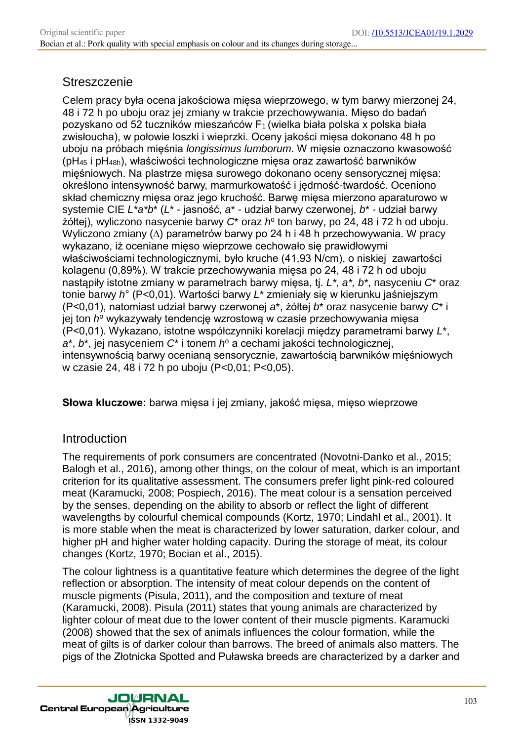## Streszczenie

Celem pracy była ocena jakościowa mięsa wieprzowego, w tym barwy mierzonej 24, 48 i 72 h po uboju oraz jej zmiany w trakcie przechowywania. Mięso do badań pozyskano od 52 tuczników mieszańców $F_1$ (wielka biała polska x polska biała zwisłoucha), w połowie loszki i wieprzki. Oceny jakości mięsa dokonano 48 h po uboju na próbach mięśnia *longissimus lumborum*. W mięsie oznaczono kwasowość ($pH_{45}$ i $pH_{48h}$), właściwości technologiczne mięsa oraz zawartość barwników mięśniowych. Na plastrze mięsa surowego dokonano oceny sensorycznej mięsa: określono intensywność barwy, marmurkowatość i jędrność-twardość. Oceniono skład chemiczny mięsa oraz jego kruchość. Barwę mięsa mierzono aparaturowo w systemie CIE $L^*a^*b^*$ ($L^*$ - jasność, $a^*$ - udział barwy czerwonej, $b^*$ - udział barwy żółtej), wyliczono nasycenie barwy $C^*$ oraz $h^o$ ton barwy, po 24, 48 i 72 h od uboju. Wyliczono zmiany ($\Delta$) parametrów barwy po 24 h i 48 h przechowywania. W pracy wykazano, iż oceniane mięso wieprzowe cechowało się prawidłowymi właściwościami technologicznymi, było kruche (41,93 N/cm), o niskiej zawartości kolagenu (0,89%). W trakcie przechowywania mięsa po 24, 48 i 72 h od uboju nastąpiły istotne zmiany w parametrach barwy mięsa, tj. $L^*$, $a^*$, $b^*$, nasyceniu $C^*$ oraz tonie barwy $h^\circ$ (P<0,01). Wartości barwy $L^*$ zmieniały się w kierunku jaśniejszym (P<0,01), natomiast udział barwy czerwonej $a^*$, żółtej $b^*$ oraz nasycenie barwy $C^*$ i jej ton $h^o$ wykazywały tendencję wzrostową w czasie przechowywania mięsa (P<0,01). Wykazano, istotne współczynniki korelacji między parametrami barwy $L^*$, $a^*$, $b^*$, jej nasyceniem $C^*$ i tonem $h^o$ a cechami jakości technologicznej, intensywnością barwy ocenianą sensorycznie, zawartością barwników mięśniowych w czasie 24, 48 i 72 h po uboju (P<0,01; P<0,05).

**Słowa kluczowe:** barwa mięsa i jej zmiany, jakość mięsa, mięso wieprzowe

## Introduction

The requirements of pork consumers are concentrated (Novotni-Danko et al., 2015; Balogh et al., 2016), among other things, on the colour of meat, which is an important criterion for its qualitative assessment. The consumers prefer light pink-red coloured meat (Karamucki, 2008; Pospiech, 2016). The meat colour is a sensation perceived by the senses, depending on the ability to absorb or reflect the light of different wavelengths by colourful chemical compounds (Kortz, 1970; Lindahl et al., 2001). It is more stable when the meat is characterized by lower saturation, darker colour, and higher pH and higher water holding capacity. During the storage of meat, its colour changes (Kortz, 1970; Bocian et al., 2015).

The colour lightness is a quantitative feature which determines the degree of the light reflection or absorption. The intensity of meat colour depends on the content of muscle pigments (Pisula, 2011), and the composition and texture of meat (Karamucki, 2008). Pisula (2011) states that young animals are characterized by lighter colour of meat due to the lower content of their muscle pigments. Karamucki (2008) showed that the sex of animals influences the colour formation, while the meat of gilts is of darker colour than barrows. The breed of animals also matters. The pigs of the Złotnicka Spotted and Puławska breeds are characterized by a darker and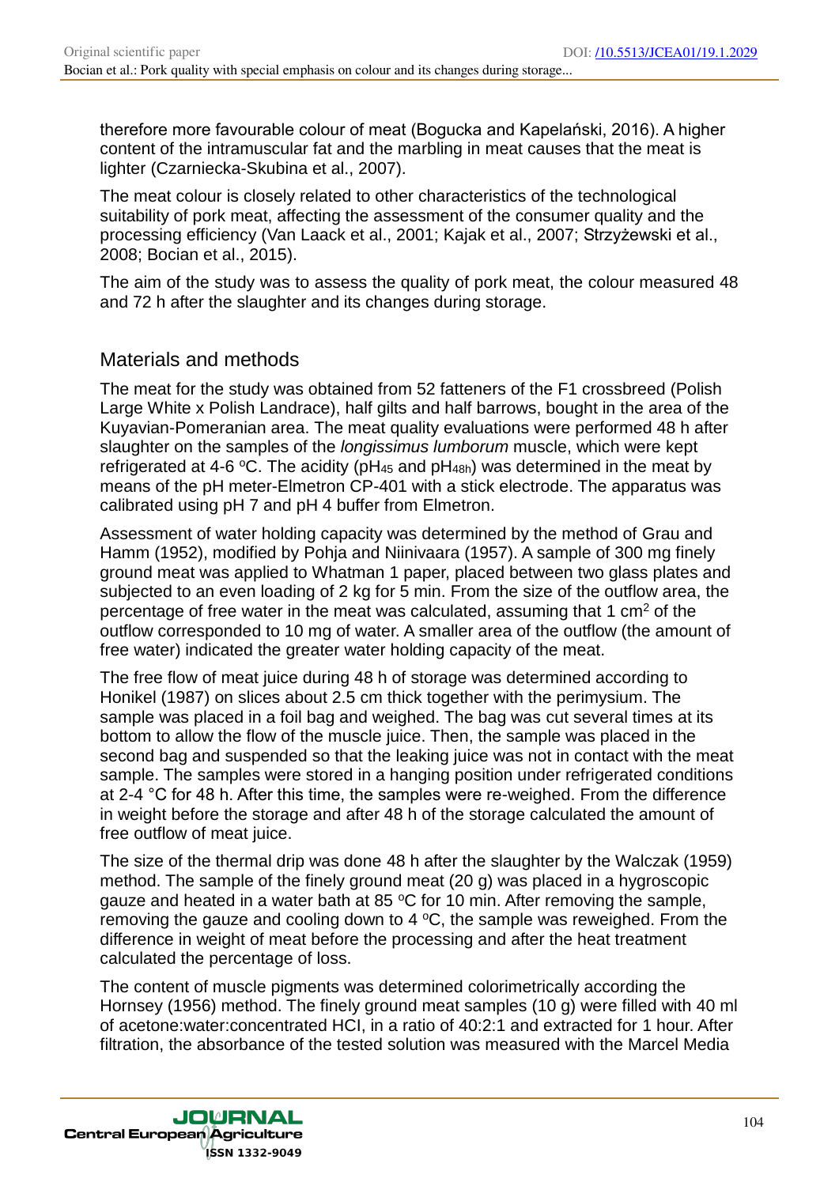therefore more favourable colour of meat (Bogucka and Kapelański, 2016). A higher content of the intramuscular fat and the marbling in meat causes that the meat is lighter (Czarniecka-Skubina et al., 2007).

The meat colour is closely related to other characteristics of the technological suitability of pork meat, affecting the assessment of the consumer quality and the processing efficiency (Van Laack et al., 2001; Kajak et al., 2007; Strzyżewski et al., 2008; Bocian et al., 2015).

The aim of the study was to assess the quality of pork meat, the colour measured 48 and 72 h after the slaughter and its changes during storage.

## Materials and methods

The meat for the study was obtained from 52 fatteners of the F1 crossbreed (Polish Large White x Polish Landrace), half gilts and half barrows, bought in the area of the Kuyavian-Pomeranian area. The meat quality evaluations were performed 48 h after slaughter on the samples of the *longissimus lumborum* muscle, which were kept refrigerated at 4-6 $^{o}$C. The acidity ($pH_{45}$ and $pH_{48h}$) was determined in the meat by means of the pH meter-Elmetron CP-401 with a stick electrode. The apparatus was calibrated using pH 7 and pH 4 buffer from Elmetron.

Assessment of water holding capacity was determined by the method of Grau and Hamm (1952), modified by Pohja and Niinivaara (1957). A sample of 300 mg finely ground meat was applied to Whatman 1 paper, placed between two glass plates and subjected to an even loading of 2 kg for 5 min. From the size of the outflow area, the percentage of free water in the meat was calculated, assuming that 1 $cm^2$ of the outflow corresponded to 10 mg of water. A smaller area of the outflow (the amount of free water) indicated the greater water holding capacity of the meat.

The free flow of meat juice during 48 h of storage was determined according to Honikel (1987) on slices about 2.5 cm thick together with the perimysium. The sample was placed in a foil bag and weighed. The bag was cut several times at its bottom to allow the flow of the muscle juice. Then, the sample was placed in the second bag and suspended so that the leaking juice was not in contact with the meat sample. The samples were stored in a hanging position under refrigerated conditions at 2-4 °C for 48 h. After this time, the samples were re-weighed. From the difference in weight before the storage and after 48 h of the storage calculated the amount of free outflow of meat juice.

The size of the thermal drip was done 48 h after the slaughter by the Walczak (1959) method. The sample of the finely ground meat (20 g) was placed in a hygroscopic gauze and heated in a water bath at 85 $^{o}$C for 10 min. After removing the sample, removing the gauze and cooling down to 4 $^{o}$C, the sample was reweighed. From the difference in weight of meat before the processing and after the heat treatment calculated the percentage of loss.

The content of muscle pigments was determined colorimetrically according the Hornsey (1956) method. The finely ground meat samples (10 g) were filled with 40 ml of acetone:water:concentrated HCl, in a ratio of 40:2:1 and extracted for 1 hour. After filtration, the absorbance of the tested solution was measured with the Marcel Media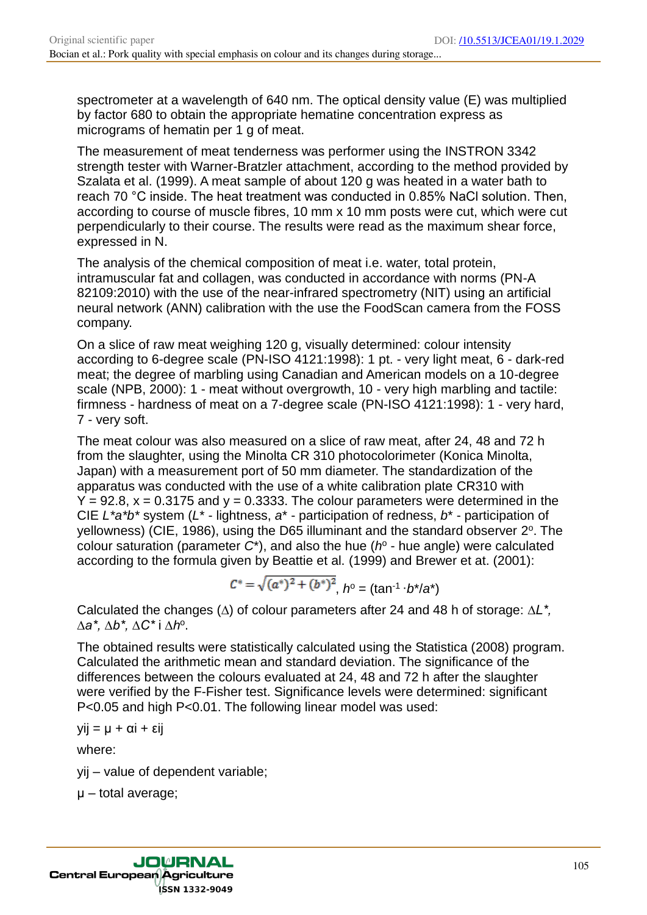spectrometer at a wavelength of 640 nm. The optical density value (E) was multiplied by factor 680 to obtain the appropriate hematine concentration express as micrograms of hematin per 1 g of meat.

The measurement of meat tenderness was performer using the INSTRON 3342 strength tester with Warner-Bratzler attachment, according to the method provided by Szalata et al. (1999). A meat sample of about 120 g was heated in a water bath to reach 70 °C inside. The heat treatment was conducted in 0.85% NaCl solution. Then, according to course of muscle fibres, 10 mm x 10 mm posts were cut, which were cut perpendicularly to their course. The results were read as the maximum shear force, expressed in N.

The analysis of the chemical composition of meat i.e. water, total protein, intramuscular fat and collagen, was conducted in accordance with norms (PN-A 82109:2010) with the use of the near-infrared spectrometry (NIT) using an artificial neural network (ANN) calibration with the use the FoodScan camera from the FOSS company.

On a slice of raw meat weighing 120 g, visually determined: colour intensity according to 6-degree scale (PN-ISO 4121:1998): 1 pt. - very light meat, 6 - dark-red meat; the degree of marbling using Canadian and American models on a 10-degree scale (NPB, 2000): 1 - meat without overgrowth, 10 - very high marbling and tactile: firmness - hardness of meat on a 7-degree scale (PN-ISO 4121:1998): 1 - very hard, 7 - very soft.

The meat colour was also measured on a slice of raw meat, after 24, 48 and 72 h from the slaughter, using the Minolta CR 310 photocolorimeter (Konica Minolta, Japan) with a measurement port of 50 mm diameter. The standardization of the apparatus was conducted with the use of a white calibration plate CR310 with $Y = 92.8$, $x = 0.3175$ and $y = 0.3333$. The colour parameters were determined in the CIE $L^*a^*b^*$ system ($L^*$ - lightness, $a^*$ - participation of redness, $b^*$ - participation of yellowness) (CIE, 1986), using the D65 illuminant and the standard observer 2°. The colour saturation (parameter $C^*$), and also the hue ($h^o$ - hue angle) were calculated according to the formula given by Beattie et al. (1999) and Brewer et at. (2001):

$$C^* = \sqrt{(a^*)^2 + (b^*)^2},\; h^o = (\tan^{-1} \cdot b^*/a^*)$$

Calculated the changes ($\Delta$) of colour parameters after 24 and 48 h of storage: $\Delta L^*$, $\Delta a^*$, $\Delta b^*$, $\Delta C^*$ i $\Delta h^o$.

The obtained results were statistically calculated using the Statistica (2008) program. Calculated the arithmetic mean and standard deviation. The significance of the differences between the colours evaluated at 24, 48 and 72 h after the slaughter were verified by the F-Fisher test. Significance levels were determined: significant $P<0.05$ and high $P<0.01$. The following linear model was used:

$y_{ij} = \mu + \alpha_i + \varepsilon_{ij}$

where:

$y_{ij}$ – value of dependent variable;

$\mu$ – total average;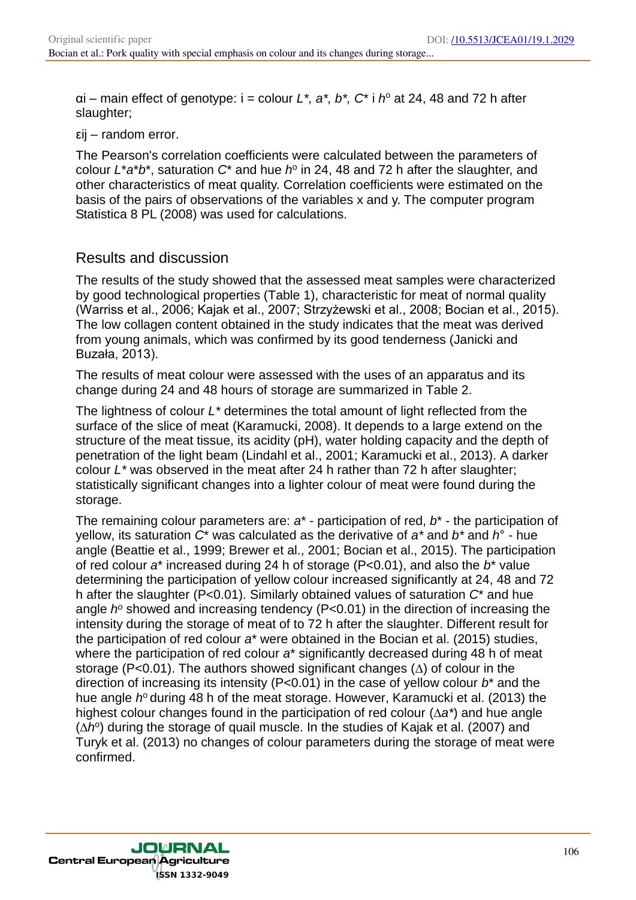αi – main effect of genotype: i = colour $L^*$, $a^*$, $b^*$, $C^*$ i $h^o$ at 24, 48 and 72 h after slaughter;

εij – random error.

The Pearson's correlation coefficients were calculated between the parameters of colour $L^*a^*b^*$, saturation $C^*$ and hue $h^o$ in 24, 48 and 72 h after the slaughter, and other characteristics of meat quality. Correlation coefficients were estimated on the basis of the pairs of observations of the variables x and y. The computer program Statistica 8 PL (2008) was used for calculations.

## Results and discussion

The results of the study showed that the assessed meat samples were characterized by good technological properties (Table 1), characteristic for meat of normal quality (Warriss et al., 2006; Kajak et al., 2007; Strzyżewski et al., 2008; Bocian et al., 2015). The low collagen content obtained in the study indicates that the meat was derived from young animals, which was confirmed by its good tenderness (Janicki and Buzała, 2013).

The results of meat colour were assessed with the uses of an apparatus and its change during 24 and 48 hours of storage are summarized in Table 2.

The lightness of colour $L^*$ determines the total amount of light reflected from the surface of the slice of meat (Karamucki, 2008). It depends to a large extend on the structure of the meat tissue, its acidity (pH), water holding capacity and the depth of penetration of the light beam (Lindahl et al., 2001; Karamucki et al., 2013). A darker colour $L^*$ was observed in the meat after 24 h rather than 72 h after slaughter; statistically significant changes into a lighter colour of meat were found during the storage.

The remaining colour parameters are: $a^*$ - participation of red, $b^*$ - the participation of yellow, its saturation $C^*$ was calculated as the derivative of $a^*$ and $b^*$ and $h°$ - hue angle (Beattie et al., 1999; Brewer et al., 2001; Bocian et al., 2015). The participation of red colour $a^*$ increased during 24 h of storage ($P<0.01$), and also the $b^*$ value determining the participation of yellow colour increased significantly at 24, 48 and 72 h after the slaughter ($P<0.01$). Similarly obtained values of saturation $C^*$ and hue angle $h^o$ showed and increasing tendency ($P<0.01$) in the direction of increasing the intensity during the storage of meat of to 72 h after the slaughter. Different result for the participation of red colour $a^*$ were obtained in the Bocian et al. (2015) studies, where the participation of red colour $a^*$ significantly decreased during 48 h of meat storage ($P<0.01$). The authors showed significant changes ($\Delta$) of colour in the direction of increasing its intensity ($P<0.01$) in the case of yellow colour $b^*$ and the hue angle $h^o$ during 48 h of the meat storage. However, Karamucki et al. (2013) the highest colour changes found in the participation of red colour ($\Delta a^*$) and hue angle ($\Delta h^o$) during the storage of quail muscle. In the studies of Kajak et al. (2007) and Turyk et al. (2013) no changes of colour parameters during the storage of meat were confirmed.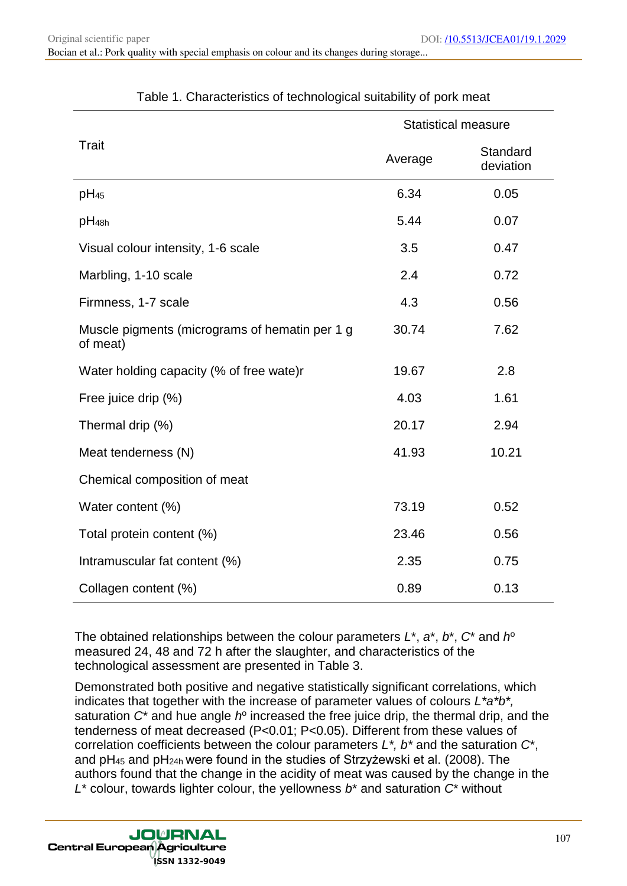Table 1. Characteristics of technological suitability of pork meat

| Trait | Statistical measure | |
|---|---|---|
| | Average | Standard deviation |
| $pH_{45}$ | 6.34 | 0.05 |
| $pH_{48h}$ | 5.44 | 0.07 |
| Visual colour intensity, 1-6 scale | 3.5 | 0.47 |
| Marbling, 1-10 scale | 2.4 | 0.72 |
| Firmness, 1-7 scale | 4.3 | 0.56 |
| Muscle pigments (micrograms of hematin per 1 g of meat) | 30.74 | 7.62 |
| Water holding capacity (% of free wate)r | 19.67 | 2.8 |
| Free juice drip (%) | 4.03 | 1.61 |
| Thermal drip (%) | 20.17 | 2.94 |
| Meat tenderness (N) | 41.93 | 10.21 |
| Chemical composition of meat | | |
| Water content (%) | 73.19 | 0.52 |
| Total protein content (%) | 23.46 | 0.56 |
| Intramuscular fat content (%) | 2.35 | 0.75 |
| Collagen content (%) | 0.89 | 0.13 |

The obtained relationships between the colour parameters $L^*$, $a^*$, $b^*$, $C^*$ and $h^o$ measured 24, 48 and 72 h after the slaughter, and characteristics of the technological assessment are presented in Table 3.

Demonstrated both positive and negative statistically significant correlations, which indicates that together with the increase of parameter values of colours $L^*a^*b^*$, saturation $C^*$ and hue angle $h^o$ increased the free juice drip, the thermal drip, and the tenderness of meat decreased ($P<0.01$; $P<0.05$). Different from these values of correlation coefficients between the colour parameters $L^*$, $b^*$ and the saturation $C^*$, and $pH_{45}$ and $pH_{24h}$ were found in the studies of Strzyżewski et al. (2008). The authors found that the change in the acidity of meat was caused by the change in the $L^*$ colour, towards lighter colour, the yellowness $b^*$ and saturation $C^*$ without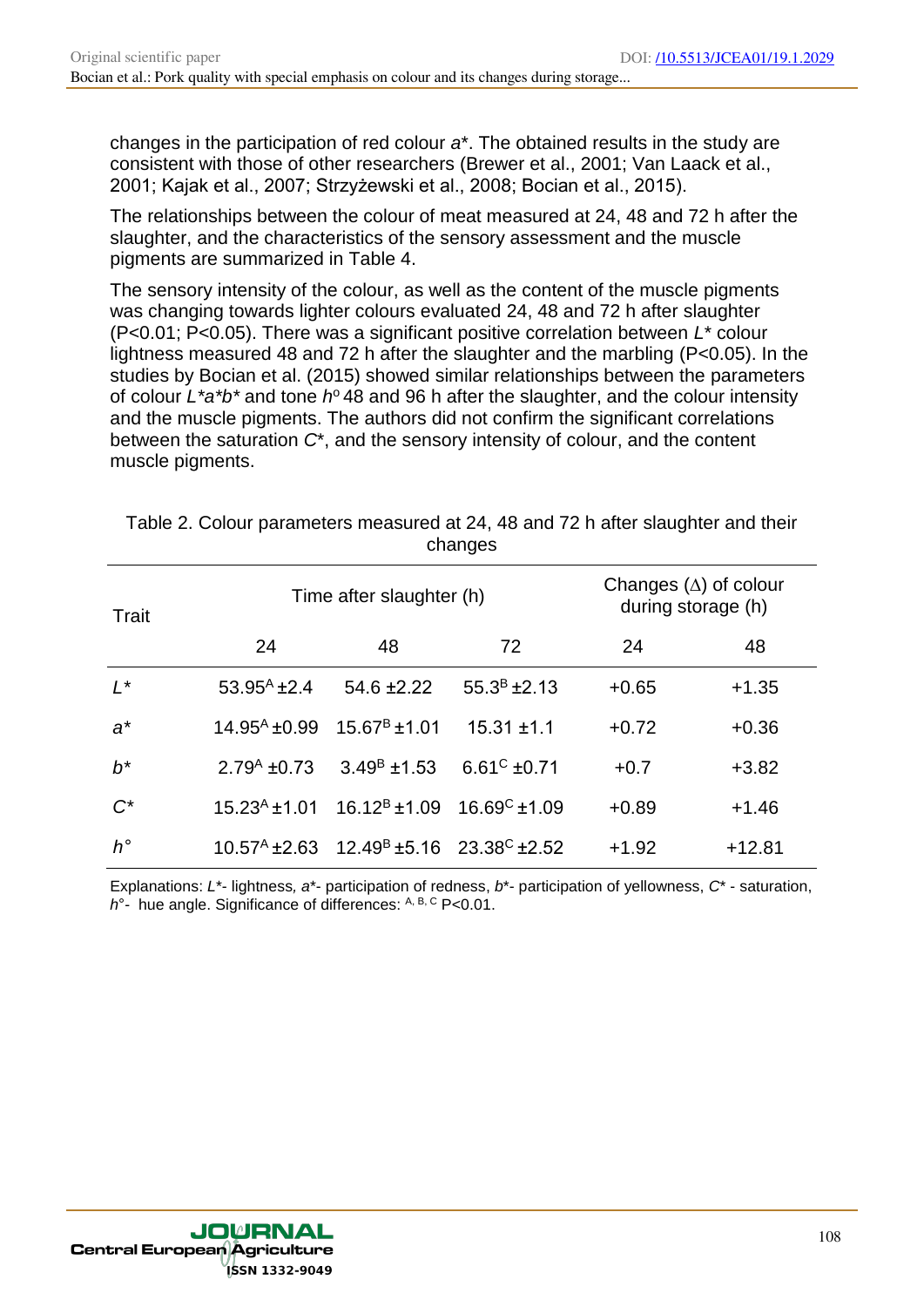changes in the participation of red colour $a^*$. The obtained results in the study are consistent with those of other researchers (Brewer et al., 2001; Van Laack et al., 2001; Kajak et al., 2007; Strzyżewski et al., 2008; Bocian et al., 2015).

The relationships between the colour of meat measured at 24, 48 and 72 h after the slaughter, and the characteristics of the sensory assessment and the muscle pigments are summarized in Table 4.

The sensory intensity of the colour, as well as the content of the muscle pigments was changing towards lighter colours evaluated 24, 48 and 72 h after slaughter ($P<0.01$; $P<0.05$). There was a significant positive correlation between $L^*$ colour lightness measured 48 and 72 h after the slaughter and the marbling ($P<0.05$). In the studies by Bocian et al. (2015) showed similar relationships between the parameters of colour $L^*a^*b^*$ and tone $h^o$ 48 and 96 h after the slaughter, and the colour intensity and the muscle pigments. The authors did not confirm the significant correlations between the saturation $C^*$, and the sensory intensity of colour, and the content muscle pigments.

Table 2. Colour parameters measured at 24, 48 and 72 h after slaughter and their changes

| Trait | Time after slaughter (h) | | | Changes (Δ) of colour during storage (h) | |
|---|---|---|---|---|---|
| | 24 | 48 | 72 | 24 | 48 |
| $L^*$ | $53.95^A \pm 2.4$ | $54.6 \pm 2.22$ | $55.3^B \pm 2.13$ | +0.65 | +1.35 |
| $a^*$ | $14.95^A \pm 0.99$ | $15.67^B \pm 1.01$ | $15.31 \pm 1.1$ | +0.72 | +0.36 |
| $b^*$ | $2.79^A \pm 0.73$ | $3.49^B \pm 1.53$ | $6.61^C \pm 0.71$ | +0.7 | +3.82 |
| $C^*$ | $15.23^A \pm 1.01$ | $16.12^B \pm 1.09$ | $16.69^C \pm 1.09$ | +0.89 | +1.46 |
| $h°$ | $10.57^A \pm 2.63$ | $12.49^B \pm 5.16$ | $23.38^C \pm 2.52$ | +1.92 | +12.81 |

Explanations: $L^*$- lightness, $a^*$- participation of redness, $b^*$- participation of yellowness, $C^*$ - saturation, $h°$- hue angle. Significance of differences: $^{A, B, C}$ $P<0.01$.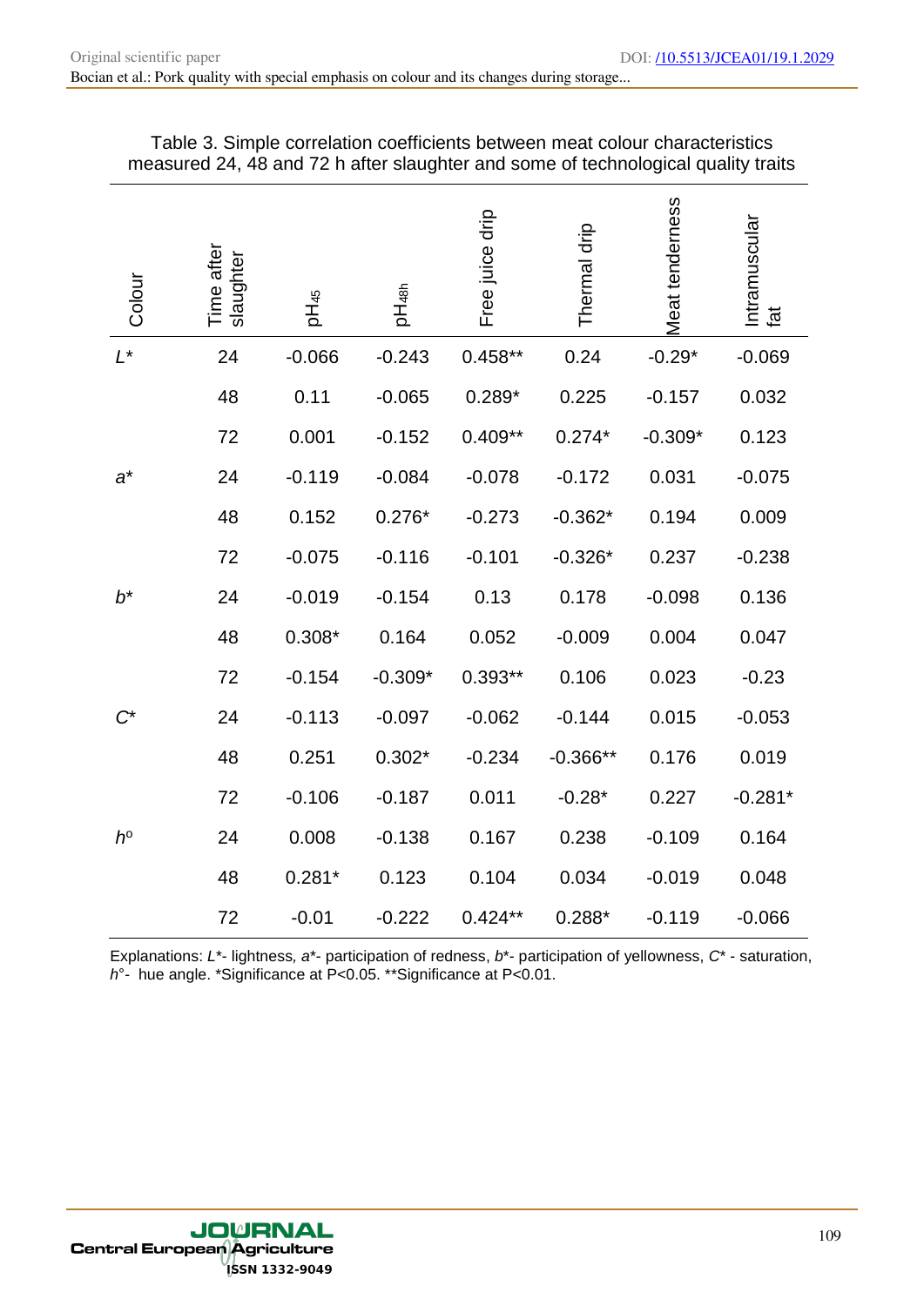Table 3. Simple correlation coefficients between meat colour characteristics measured 24, 48 and 72 h after slaughter and some of technological quality traits

| Colour | Time after slaughter | $pH_{45}$ | $pH_{48h}$ | Free juice drip | Thermal drip | Meat tenderness | Intramuscular fat |
|---|---|---|---|---|---|---|---|
| $L^*$ | 24 | -0.066 | -0.243 | 0.458** | 0.24 | -0.29* | -0.069 |
| | 48 | 0.11 | -0.065 | 0.289* | 0.225 | -0.157 | 0.032 |
| | 72 | 0.001 | -0.152 | 0.409** | 0.274* | -0.309* | 0.123 |
| $a^*$ | 24 | -0.119 | -0.084 | -0.078 | -0.172 | 0.031 | -0.075 |
| | 48 | 0.152 | 0.276* | -0.273 | -0.362* | 0.194 | 0.009 |
| | 72 | -0.075 | -0.116 | -0.101 | -0.326* | 0.237 | -0.238 |
| $b^*$ | 24 | -0.019 | -0.154 | 0.13 | 0.178 | -0.098 | 0.136 |
| | 48 | 0.308* | 0.164 | 0.052 | -0.009 | 0.004 | 0.047 |
| | 72 | -0.154 | -0.309* | 0.393** | 0.106 | 0.023 | -0.23 |
| $C^*$ | 24 | -0.113 | -0.097 | -0.062 | -0.144 | 0.015 | -0.053 |
| | 48 | 0.251 | 0.302* | -0.234 | -0.366** | 0.176 | 0.019 |
| | 72 | -0.106 | -0.187 | 0.011 | -0.28* | 0.227 | -0.281* |
| $h^o$ | 24 | 0.008 | -0.138 | 0.167 | 0.238 | -0.109 | 0.164 |
| | 48 | 0.281* | 0.123 | 0.104 | 0.034 | -0.019 | 0.048 |
| | 72 | -0.01 | -0.222 | 0.424** | 0.288* | -0.119 | -0.066 |

Explanations: $L^*$- lightness, $a^*$- participation of redness, $b^*$- participation of yellowness, $C^*$ - saturation, $h°$- hue angle. *Significance at P<0.05. **Significance at P<0.01.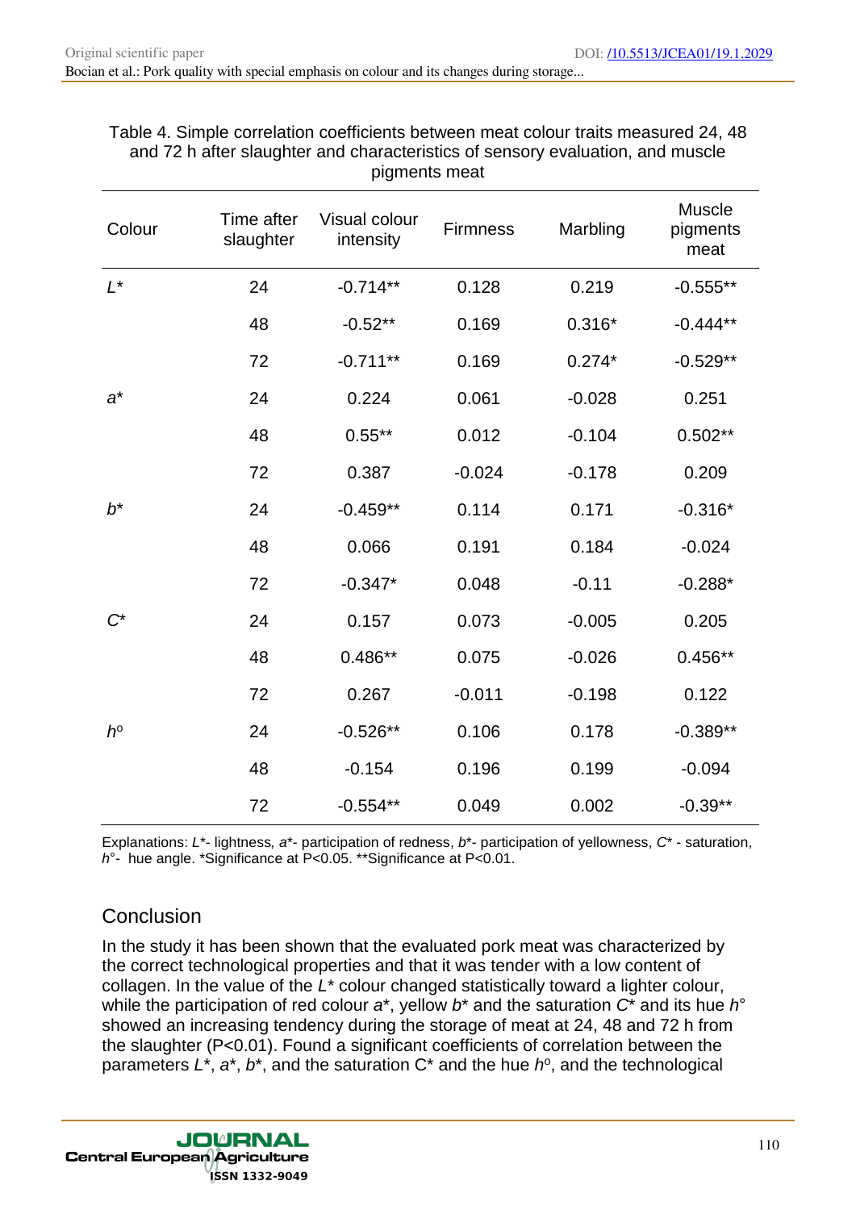Table 4. Simple correlation coefficients between meat colour traits measured 24, 48 and 72 h after slaughter and characteristics of sensory evaluation, and muscle pigments meat

| Colour | Time after slaughter | Visual colour intensity | Firmness | Marbling | Muscle pigments meat |
|---|---|---|---|---|---|
| $L^*$ | 24 | -0.714** | 0.128 | 0.219 | -0.555** |
| | 48 | -0.52** | 0.169 | 0.316* | -0.444** |
| | 72 | -0.711** | 0.169 | 0.274* | -0.529** |
| $a^*$ | 24 | 0.224 | 0.061 | -0.028 | 0.251 |
| | 48 | 0.55** | 0.012 | -0.104 | 0.502** |
| | 72 | 0.387 | -0.024 | -0.178 | 0.209 |
| $b^*$ | 24 | -0.459** | 0.114 | 0.171 | -0.316* |
| | 48 | 0.066 | 0.191 | 0.184 | -0.024 |
| | 72 | -0.347* | 0.048 | -0.11 | -0.288* |
| $C^*$ | 24 | 0.157 | 0.073 | -0.005 | 0.205 |
| | 48 | 0.486** | 0.075 | -0.026 | 0.456** |
| | 72 | 0.267 | -0.011 | -0.198 | 0.122 |
| $h^o$ | 24 | -0.526** | 0.106 | 0.178 | -0.389** |
| | 48 | -0.154 | 0.196 | 0.199 | -0.094 |
| | 72 | -0.554** | 0.049 | 0.002 | -0.39** |

Explanations: $L^*$- lightness, $a^*$- participation of redness, $b^*$- participation of yellowness, $C^*$ - saturation, $h°$- hue angle. *Significance at P<0.05. **Significance at P<0.01.

## Conclusion

In the study it has been shown that the evaluated pork meat was characterized by the correct technological properties and that it was tender with a low content of collagen. In the value of the $L^*$ colour changed statistically toward a lighter colour, while the participation of red colour $a^*$, yellow $b^*$ and the saturation $C^*$ and its hue $h°$ showed an increasing tendency during the storage of meat at 24, 48 and 72 h from the slaughter (P<0.01). Found a significant coefficients of correlation between the parameters $L^*$, $a^*$, $b^*$, and the saturation $C^*$ and the hue $h^o$, and the technological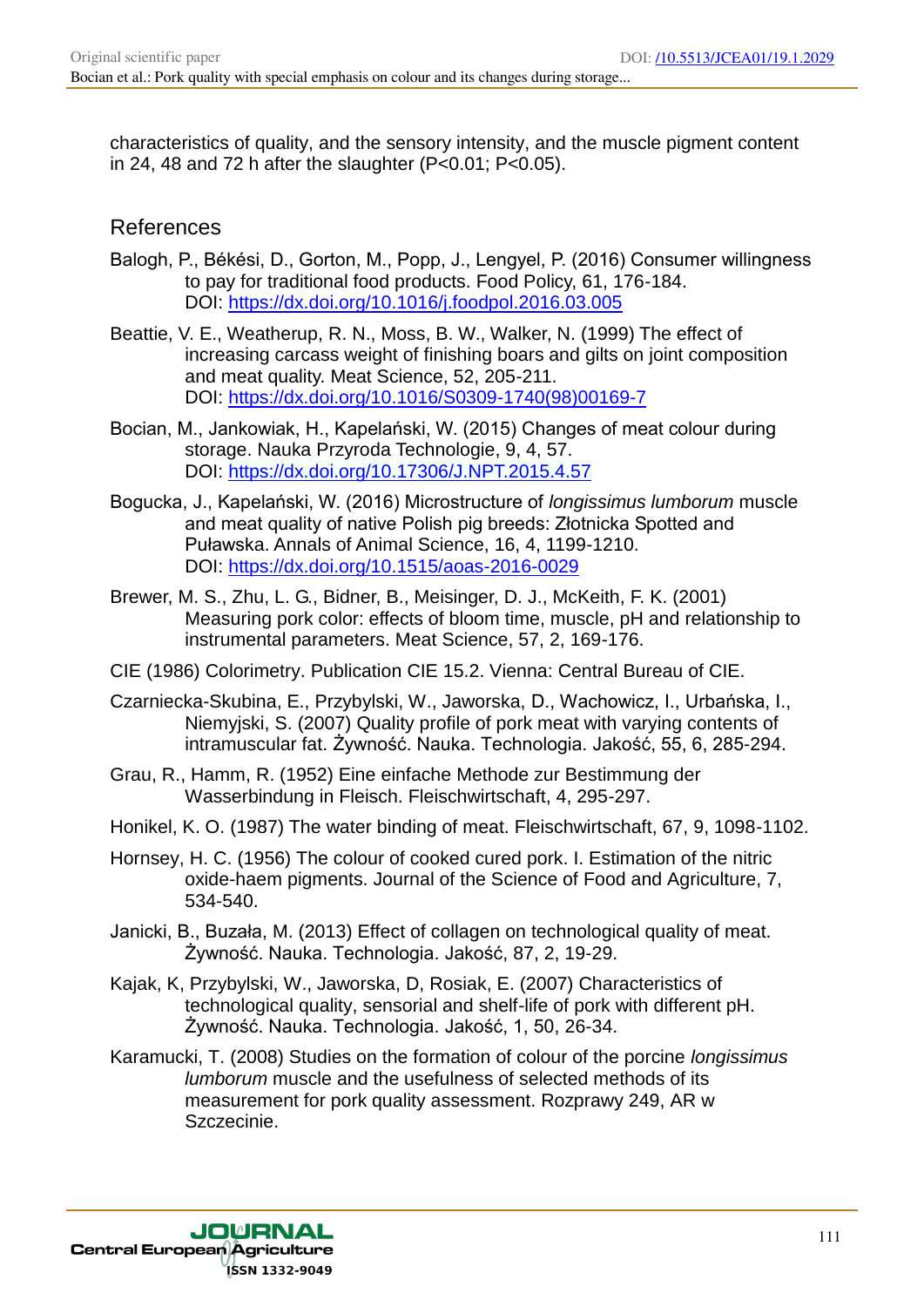characteristics of quality, and the sensory intensity, and the muscle pigment content in 24, 48 and 72 h after the slaughter ($P<0.01$; $P<0.05$).

## References

Balogh, P., Békési, D., Gorton, M., Popp, J., Lengyel, P. (2016) Consumer willingness to pay for traditional food products. Food Policy, 61, 176-184. DOI: https://dx.doi.org/10.1016/j.foodpol.2016.03.005

Beattie, V. E., Weatherup, R. N., Moss, B. W., Walker, N. (1999) The effect of increasing carcass weight of finishing boars and gilts on joint composition and meat quality. Meat Science, 52, 205-211. DOI: https://dx.doi.org/10.1016/S0309-1740(98)00169-7

Bocian, M., Jankowiak, H., Kapelański, W. (2015) Changes of meat colour during storage. Nauka Przyroda Technologie, 9, 4, 57. DOI: https://dx.doi.org/10.17306/J.NPT.2015.4.57

Bogucka, J., Kapelański, W. (2016) Microstructure of *longissimus lumborum* muscle and meat quality of native Polish pig breeds: Złotnicka Spotted and Puławska. Annals of Animal Science, 16, 4, 1199-1210. DOI: https://dx.doi.org/10.1515/aoas-2016-0029

Brewer, M. S., Zhu, L. G., Bidner, B., Meisinger, D. J., McKeith, F. K. (2001) Measuring pork color: effects of bloom time, muscle, pH and relationship to instrumental parameters. Meat Science, 57, 2, 169-176.

CIE (1986) Colorimetry. Publication CIE 15.2. Vienna: Central Bureau of CIE.

Czarniecka-Skubina, E., Przybylski, W., Jaworska, D., Wachowicz, I., Urbańska, I., Niemyjski, S. (2007) Quality profile of pork meat with varying contents of intramuscular fat. Żywność. Nauka. Technologia. Jakość, 55, 6, 285-294.

Grau, R., Hamm, R. (1952) Eine einfache Methode zur Bestimmung der Wasserbindung in Fleisch. Fleischwirtschaft, 4, 295-297.

Honikel, K. O. (1987) The water binding of meat. Fleischwirtschaft, 67, 9, 1098-1102.

Hornsey, H. C. (1956) The colour of cooked cured pork. I. Estimation of the nitric oxide-haem pigments. Journal of the Science of Food and Agriculture, 7, 534-540.

Janicki, B., Buzała, M. (2013) Effect of collagen on technological quality of meat. Żywność. Nauka. Technologia. Jakość, 87, 2, 19-29.

Kajak, K, Przybylski, W., Jaworska, D, Rosiak, E. (2007) Characteristics of technological quality, sensorial and shelf-life of pork with different pH. Żywność. Nauka. Technologia. Jakość, 1, 50, 26-34.

Karamucki, T. (2008) Studies on the formation of colour of the porcine *longissimus lumborum* muscle and the usefulness of selected methods of its measurement for pork quality assessment. Rozprawy 249, AR w Szczecinie.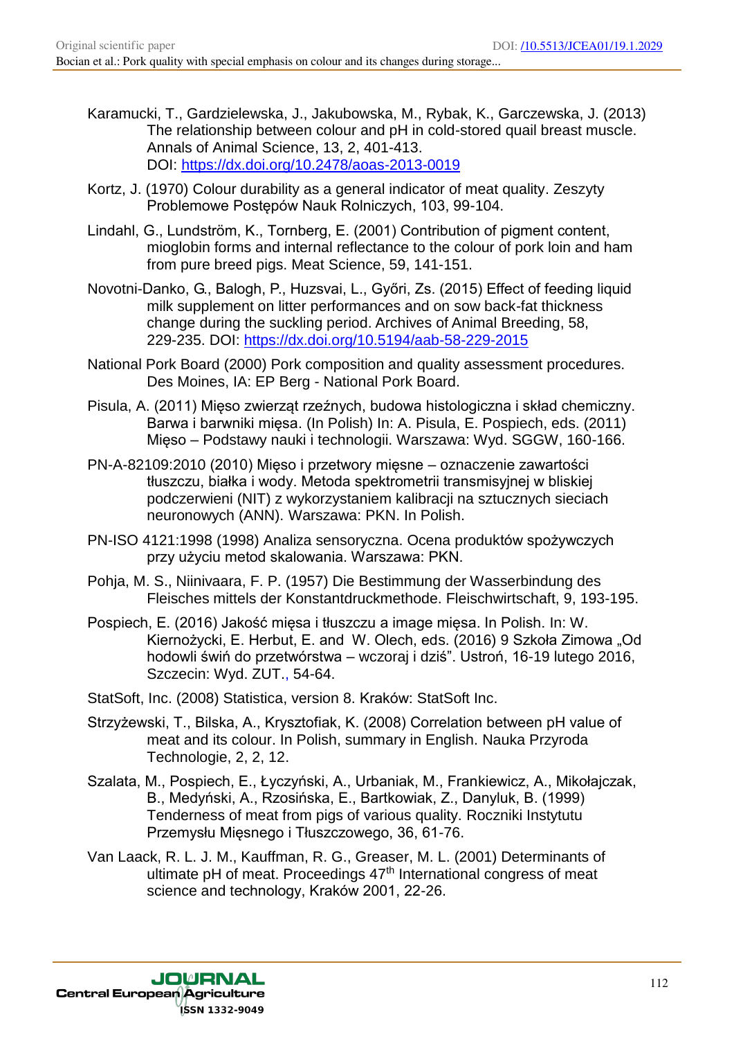Karamucki, T., Gardzielewska, J., Jakubowska, M., Rybak, K., Garczewska, J. (2013) The relationship between colour and pH in cold-stored quail breast muscle. Annals of Animal Science, 13, 2, 401-413. DOI: https://dx.doi.org/10.2478/aoas-2013-0019

Kortz, J. (1970) Colour durability as a general indicator of meat quality. Zeszyty Problemowe Postępów Nauk Rolniczych, 103, 99-104.

Lindahl, G., Lundström, K., Tornberg, E. (2001) Contribution of pigment content, mioglobin forms and internal reflectance to the colour of pork loin and ham from pure breed pigs. Meat Science, 59, 141-151.

Novotni-Danko, G., Balogh, P., Huzsvai, L., Győri, Zs. (2015) Effect of feeding liquid milk supplement on litter performances and on sow back-fat thickness change during the suckling period. Archives of Animal Breeding, 58, 229-235. DOI: https://dx.doi.org/10.5194/aab-58-229-2015

National Pork Board (2000) Pork composition and quality assessment procedures. Des Moines, IA: EP Berg - National Pork Board.

Pisula, A. (2011) Mięso zwierząt rzeźnych, budowa histologiczna i skład chemiczny. Barwa i barwniki mięsa. (In Polish) In: A. Pisula, E. Pospiech, eds. (2011) Mięso – Podstawy nauki i technologii. Warszawa: Wyd. SGGW, 160-166.

PN-A-82109:2010 (2010) Mięso i przetwory mięsne – oznaczenie zawartości tłuszczu, białka i wody. Metoda spektrometrii transmisyjnej w bliskiej podczerwieni (NIT) z wykorzystaniem kalibracji na sztucznych sieciach neuronowych (ANN). Warszawa: PKN. In Polish.

PN-ISO 4121:1998 (1998) Analiza sensoryczna. Ocena produktów spożywczych przy użyciu metod skalowania. Warszawa: PKN.

Pohja, M. S., Niinivaara, F. P. (1957) Die Bestimmung der Wasserbindung des Fleisches mittels der Konstantdruckmethode. Fleischwirtschaft, 9, 193-195.

Pospiech, E. (2016) Jakość mięsa i tłuszczu a image mięsa. In Polish. In: W. Kiernożycki, E. Herbut, E. and W. Olech, eds. (2016) 9 Szkoła Zimowa „Od hodowli świń do przetwórstwa – wczoraj i dziś". Ustroń, 16-19 lutego 2016, Szczecin: Wyd. ZUT., 54-64.

StatSoft, Inc. (2008) Statistica, version 8. Kraków: StatSoft Inc.

Strzyżewski, T., Bilska, A., Krysztofiak, K. (2008) Correlation between pH value of meat and its colour. In Polish, summary in English. Nauka Przyroda Technologie, 2, 2, 12.

Szalata, M., Pospiech, E., Łyczyński, A., Urbaniak, M., Frankiewicz, A., Mikołajczak, B., Medyński, A., Rzosińska, E., Bartkowiak, Z., Danyluk, B. (1999) Tenderness of meat from pigs of various quality. Roczniki Instytutu Przemysłu Mięsnego i Tłuszczowego, 36, 61-76.

Van Laack, R. L. J. M., Kauffman, R. G., Greaser, M. L. (2001) Determinants of ultimate pH of meat. Proceedings 47th International congress of meat science and technology, Kraków 2001, 22-26.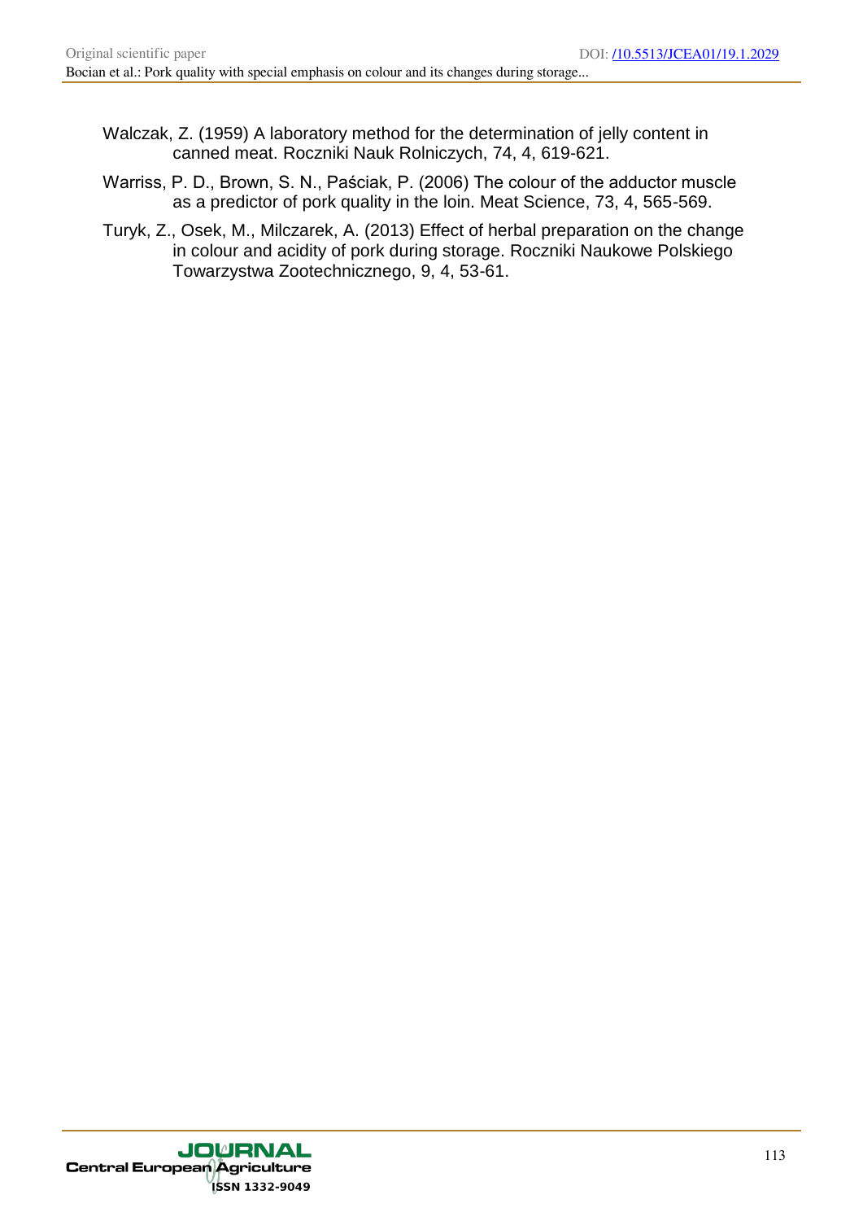Walczak, Z. (1959) A laboratory method for the determination of jelly content in canned meat. Roczniki Nauk Rolniczych, 74, 4, 619-621.

Warriss, P. D., Brown, S. N., Paściak, P. (2006) The colour of the adductor muscle as a predictor of pork quality in the loin. Meat Science, 73, 4, 565-569.

Turyk, Z., Osek, M., Milczarek, A. (2013) Effect of herbal preparation on the change in colour and acidity of pork during storage. Roczniki Naukowe Polskiego Towarzystwa Zootechnicznego, 9, 4, 53-61.